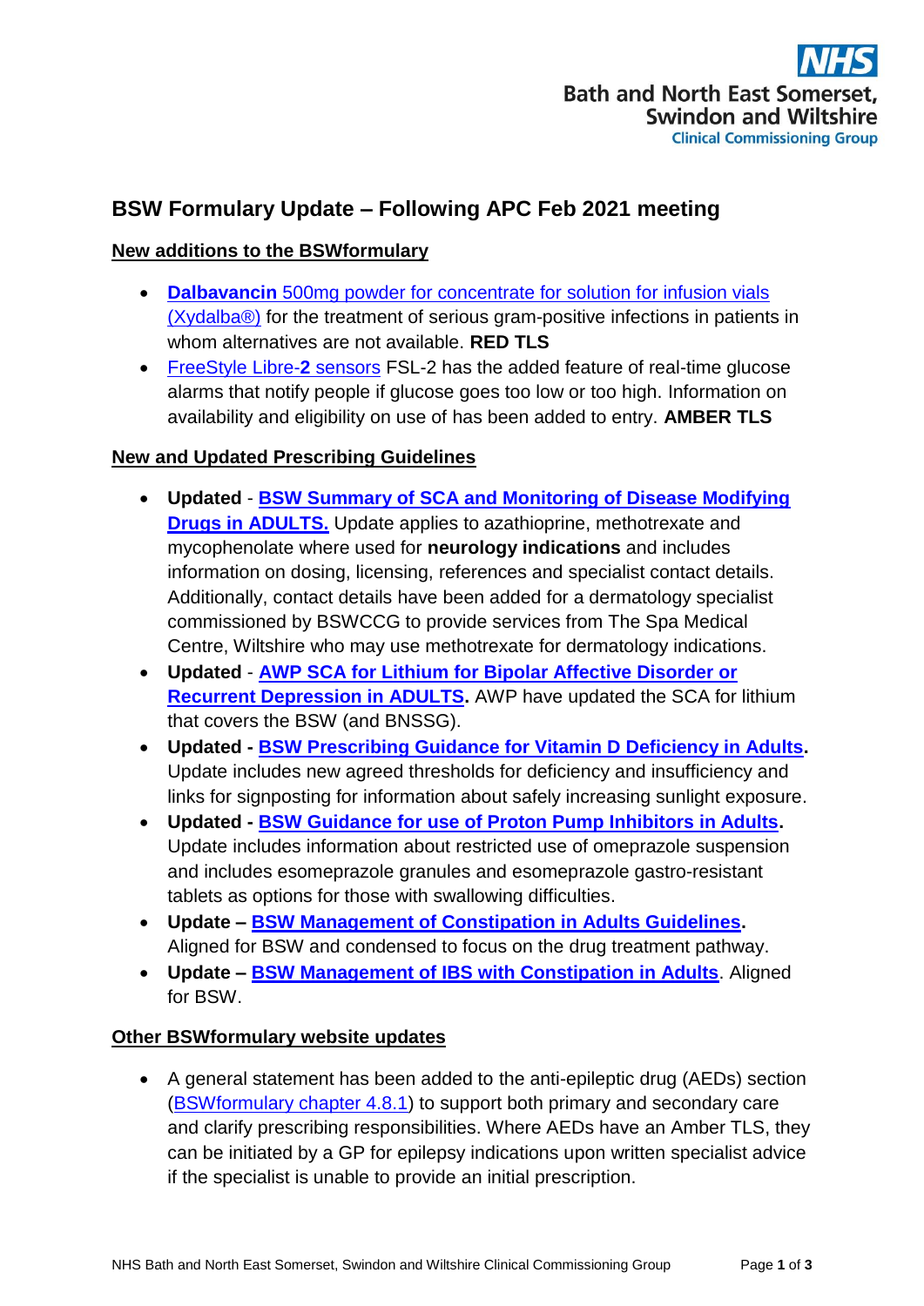# BSW Formulary Update – Following APC Feb 2021 meeting

## New additions to the BSWformulary

- **Dalbavancin** 500mg powder for concentrate for solution for infusion vials (Xydalba®) for the treatment of serious gram-positive infections in patients in whom alternatives are not available. **RED TLS**
- FreeStyle Libre-**2** sensors FSL-2 has the added feature of real-time glucose alarms that notify people if glucose goes too low or too high. Information on availability and eligibility on use of has been added to entry. **AMBER TLS**

## New and Updated Prescribing Guidelines

- **Updated** - **BSW Summary of SCA and Monitoring of Disease Modifying Drugs in ADULTS.** Update applies to azathioprine, methotrexate and mycophenolate where used for **neurology indications** and includes information on dosing, licensing, references and specialist contact details. Additionally, contact details have been added for a dermatology specialist commissioned by BSWCCG to provide services from The Spa Medical Centre, Wiltshire who may use methotrexate for dermatology indications.
- **Updated** - **AWP SCA for Lithium for Bipolar Affective Disorder or Recurrent Depression in ADULTS.** AWP have updated the SCA for lithium that covers the BSW (and BNSSG).
- **Updated - BSW Prescribing Guidance for Vitamin D Deficiency in Adults.** Update includes new agreed thresholds for deficiency and insufficiency and links for signposting for information about safely increasing sunlight exposure.
- **Updated - BSW Guidance for use of Proton Pump Inhibitors in Adults.** Update includes information about restricted use of omeprazole suspension and includes esomeprazole granules and esomeprazole gastro-resistant tablets as options for those with swallowing difficulties.
- **Update – BSW Management of Constipation in Adults Guidelines.** Aligned for BSW and condensed to focus on the drug treatment pathway.
- **Update – BSW Management of IBS with Constipation in Adults**. Aligned for BSW.

## Other BSWformulary website updates

- A general statement has been added to the anti-epileptic drug (AEDs) section (BSWformulary chapter 4.8.1) to support both primary and secondary care and clarify prescribing responsibilities. Where AEDs have an Amber TLS, they can be initiated by a GP for epilepsy indications upon written specialist advice if the specialist is unable to provide an initial prescription.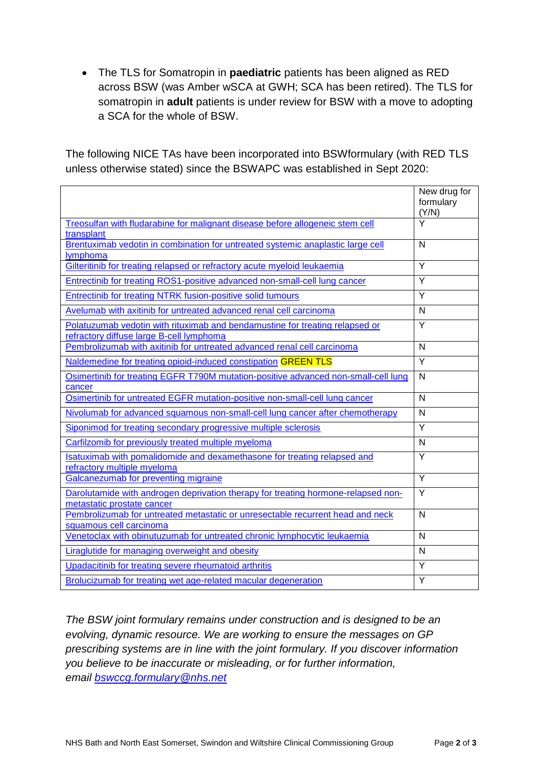- The TLS for Somatropin in **paediatric** patients has been aligned as RED across BSW (was Amber wSCA at GWH; SCA has been retired). The TLS for somatropin in **adult** patients is under review for BSW with a move to adopting a SCA for the whole of BSW.

The following NICE TAs have been incorporated into BSWformulary (with RED TLS unless otherwise stated) since the BSWAPC was established in Sept 2020:

| | New drug for formulary (Y/N) |
|---|---|
| Treosulfan with fludarabine for malignant disease before allogeneic stem cell transplant | Y |
| Brentuximab vedotin in combination for untreated systemic anaplastic large cell lymphoma | N |
| Gilteritinib for treating relapsed or refractory acute myeloid leukaemia | Y |
| Entrectinib for treating ROS1-positive advanced non-small-cell lung cancer | Y |
| Entrectinib for treating NTRK fusion-positive solid tumours | Y |
| Avelumab with axitinib for untreated advanced renal cell carcinoma | N |
| Polatuzumab vedotin with rituximab and bendamustine for treating relapsed or refractory diffuse large B-cell lymphoma | Y |
| Pembrolizumab with axitinib for untreated advanced renal cell carcinoma | N |
| Naldemedine for treating opioid-induced constipation **GREEN TLS** | Y |
| Osimertinib for treating EGFR T790M mutation-positive advanced non-small-cell lung cancer | N |
| Osimertinib for untreated EGFR mutation-positive non-small-cell lung cancer | N |
| Nivolumab for advanced squamous non-small-cell lung cancer after chemotherapy | N |
| Siponimod for treating secondary progressive multiple sclerosis | Y |
| Carfilzomib for previously treated multiple myeloma | N |
| Isatuximab with pomalidomide and dexamethasone for treating relapsed and refractory multiple myeloma | Y |
| Galcanezumab for preventing migraine | Y |
| Darolutamide with androgen deprivation therapy for treating hormone-relapsed non-metastatic prostate cancer | Y |
| Pembrolizumab for untreated metastatic or unresectable recurrent head and neck squamous cell carcinoma | N |
| Venetoclax with obinutuzumab for untreated chronic lymphocytic leukaemia | N |
| Liraglutide for managing overweight and obesity | N |
| Upadacitinib for treating severe rheumatoid arthritis | Y |
| Brolucizumab for treating wet age-related macular degeneration | Y |

*The BSW joint formulary remains under construction and is designed to be an evolving, dynamic resource. We are working to ensure the messages on GP prescribing systems are in line with the joint formulary. If you discover information you believe to be inaccurate or misleading, or for further information, email bswccg.formulary@nhs.net*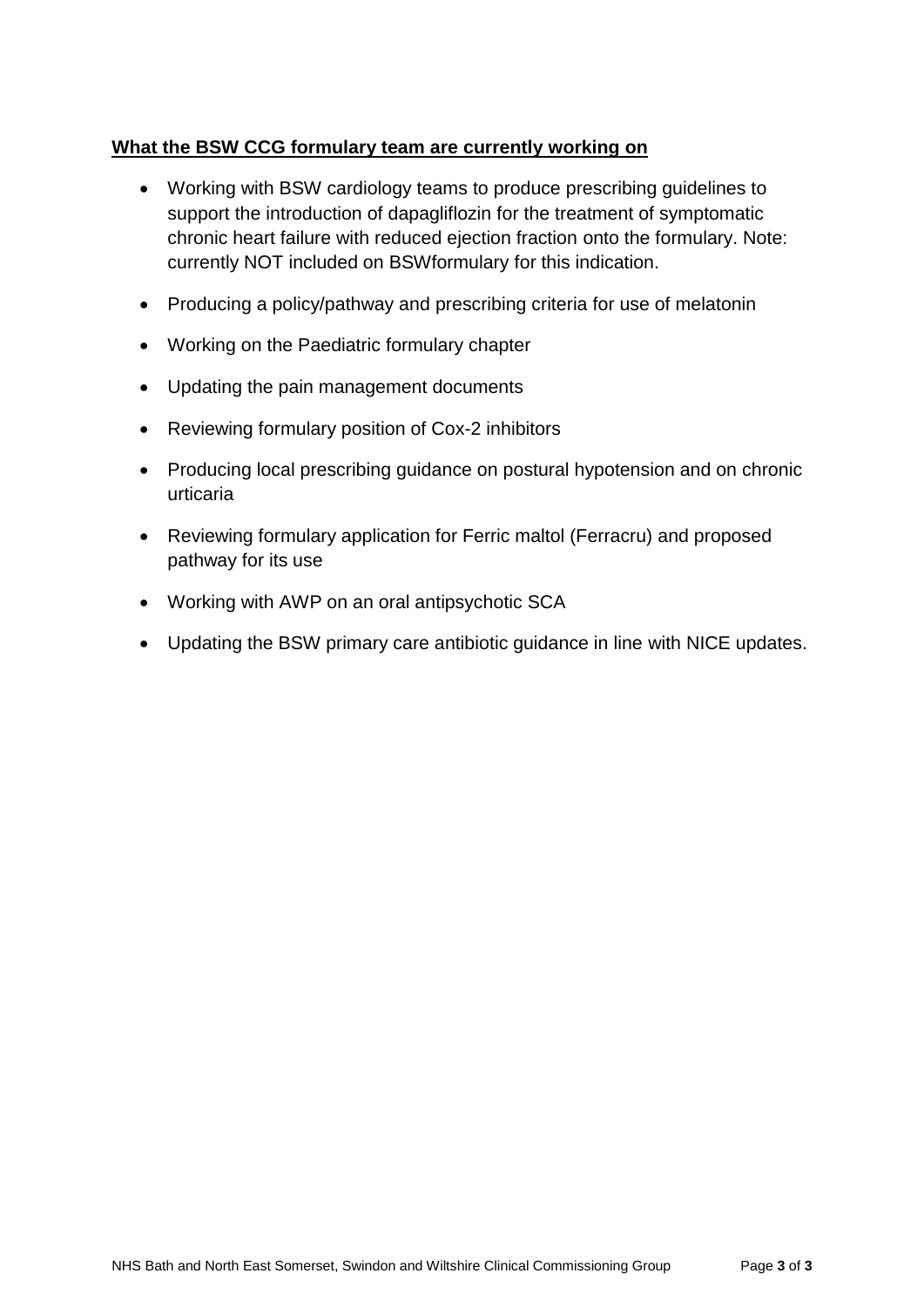**What the BSW CCG formulary team are currently working on**

- Working with BSW cardiology teams to produce prescribing guidelines to support the introduction of dapagliflozin for the treatment of symptomatic chronic heart failure with reduced ejection fraction onto the formulary. Note: currently NOT included on BSWformulary for this indication.
- Producing a policy/pathway and prescribing criteria for use of melatonin
- Working on the Paediatric formulary chapter
- Updating the pain management documents
- Reviewing formulary position of Cox-2 inhibitors
- Producing local prescribing guidance on postural hypotension and on chronic urticaria
- Reviewing formulary application for Ferric maltol (Ferracru) and proposed pathway for its use
- Working with AWP on an oral antipsychotic SCA
- Updating the BSW primary care antibiotic guidance in line with NICE updates.